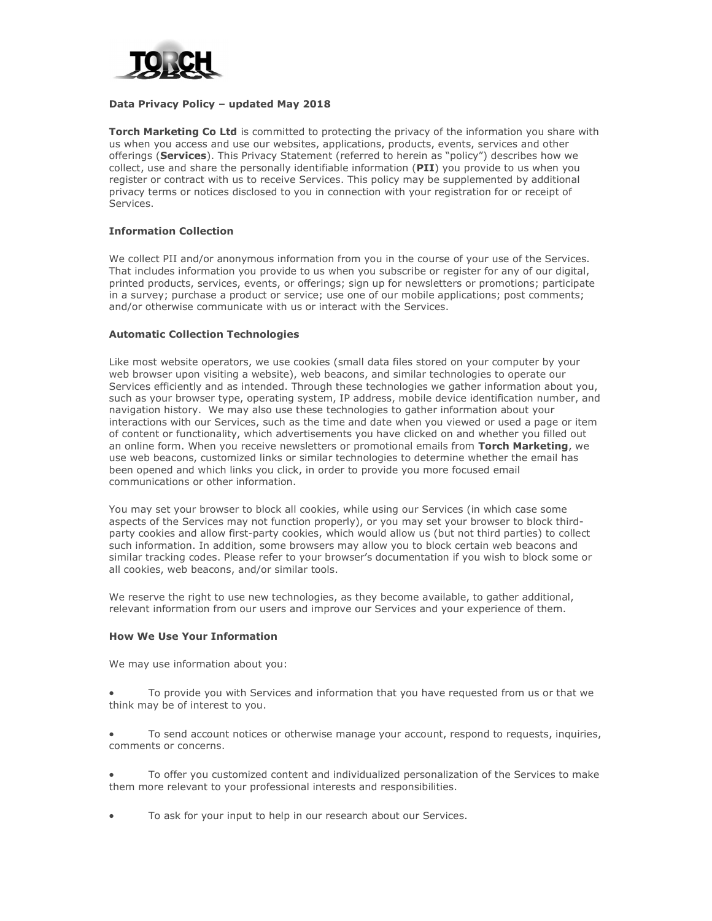**Data Privacy Policy – updated May 2018**

**Torch Marketing Co Ltd** is committed to protecting the privacy of the information you share with us when you access and use our websites, applications, products, events, services and other offerings (**Services**). This Privacy Statement (referred to herein as "policy") describes how we collect, use and share the personally identifiable information (**PII**) you provide to us when you register or contract with us to receive Services. This policy may be supplemented by additional privacy terms or notices disclosed to you in connection with your registration for or receipt of Services.

**Information Collection**

We collect PII and/or anonymous information from you in the course of your use of the Services. That includes information you provide to us when you subscribe or register for any of our digital, printed products, services, events, or offerings; sign up for newsletters or promotions; participate in a survey; purchase a product or service; use one of our mobile applications; post comments; and/or otherwise communicate with us or interact with the Services.

**Automatic Collection Technologies**

Like most website operators, we use cookies (small data files stored on your computer by your web browser upon visiting a website), web beacons, and similar technologies to operate our Services efficiently and as intended. Through these technologies we gather information about you, such as your browser type, operating system, IP address, mobile device identification number, and navigation history. We may also use these technologies to gather information about your interactions with our Services, such as the time and date when you viewed or used a page or item of content or functionality, which advertisements you have clicked on and whether you filled out an online form. When you receive newsletters or promotional emails from **Torch Marketing**, we use web beacons, customized links or similar technologies to determine whether the email has been opened and which links you click, in order to provide you more focused email communications or other information.

You may set your browser to block all cookies, while using our Services (in which case some aspects of the Services may not function properly), or you may set your browser to block third-party cookies and allow first-party cookies, which would allow us (but not third parties) to collect such information. In addition, some browsers may allow you to block certain web beacons and similar tracking codes. Please refer to your browser's documentation if you wish to block some or all cookies, web beacons, and/or similar tools.

We reserve the right to use new technologies, as they become available, to gather additional, relevant information from our users and improve our Services and your experience of them.

**How We Use Your Information**

We may use information about you:

- To provide you with Services and information that you have requested from us or that we think may be of interest to you.
- To send account notices or otherwise manage your account, respond to requests, inquiries, comments or concerns.
- To offer you customized content and individualized personalization of the Services to make them more relevant to your professional interests and responsibilities.
- To ask for your input to help in our research about our Services.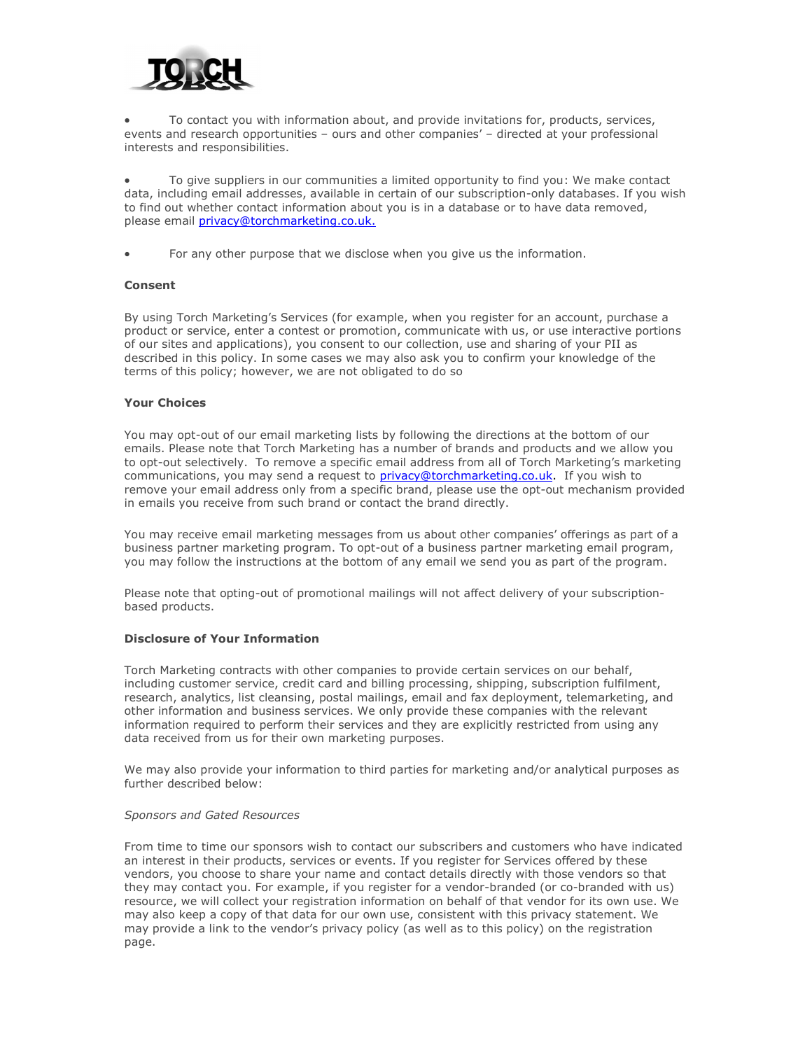- To contact you with information about, and provide invitations for, products, services, events and research opportunities – ours and other companies' – directed at your professional interests and responsibilities.

- To give suppliers in our communities a limited opportunity to find you: We make contact data, including email addresses, available in certain of our subscription-only databases. If you wish to find out whether contact information about you is in a database or to have data removed, please email privacy@torchmarketing.co.uk.

- For any other purpose that we disclose when you give us the information.

**Consent**

By using Torch Marketing's Services (for example, when you register for an account, purchase a product or service, enter a contest or promotion, communicate with us, or use interactive portions of our sites and applications), you consent to our collection, use and sharing of your PII as described in this policy. In some cases we may also ask you to confirm your knowledge of the terms of this policy; however, we are not obligated to do so

**Your Choices**

You may opt-out of our email marketing lists by following the directions at the bottom of our emails. Please note that Torch Marketing has a number of brands and products and we allow you to opt-out selectively. To remove a specific email address from all of Torch Marketing's marketing communications, you may send a request to privacy@torchmarketing.co.uk. If you wish to remove your email address only from a specific brand, please use the opt-out mechanism provided in emails you receive from such brand or contact the brand directly.

You may receive email marketing messages from us about other companies' offerings as part of a business partner marketing program. To opt-out of a business partner marketing email program, you may follow the instructions at the bottom of any email we send you as part of the program.

Please note that opting-out of promotional mailings will not affect delivery of your subscription-based products.

**Disclosure of Your Information**

Torch Marketing contracts with other companies to provide certain services on our behalf, including customer service, credit card and billing processing, shipping, subscription fulfilment, research, analytics, list cleansing, postal mailings, email and fax deployment, telemarketing, and other information and business services. We only provide these companies with the relevant information required to perform their services and they are explicitly restricted from using any data received from us for their own marketing purposes.

We may also provide your information to third parties for marketing and/or analytical purposes as further described below:

*Sponsors and Gated Resources*

From time to time our sponsors wish to contact our subscribers and customers who have indicated an interest in their products, services or events. If you register for Services offered by these vendors, you choose to share your name and contact details directly with those vendors so that they may contact you. For example, if you register for a vendor-branded (or co-branded with us) resource, we will collect your registration information on behalf of that vendor for its own use. We may also keep a copy of that data for our own use, consistent with this privacy statement. We may provide a link to the vendor's privacy policy (as well as to this policy) on the registration page.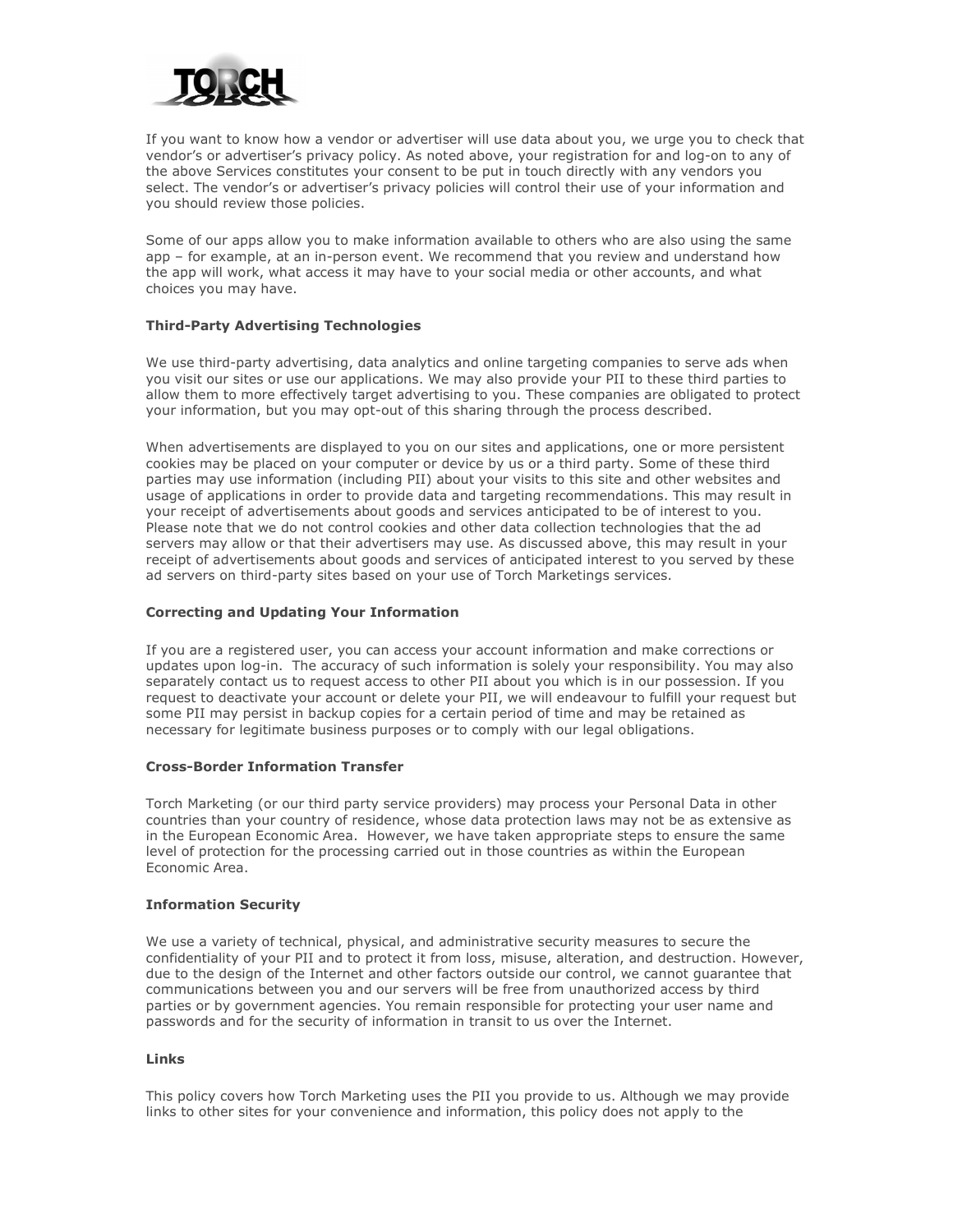If you want to know how a vendor or advertiser will use data about you, we urge you to check that vendor's or advertiser's privacy policy. As noted above, your registration for and log-on to any of the above Services constitutes your consent to be put in touch directly with any vendors you select. The vendor's or advertiser's privacy policies will control their use of your information and you should review those policies.

Some of our apps allow you to make information available to others who are also using the same app – for example, at an in-person event. We recommend that you review and understand how the app will work, what access it may have to your social media or other accounts, and what choices you may have.

### Third-Party Advertising Technologies

We use third-party advertising, data analytics and online targeting companies to serve ads when you visit our sites or use our applications. We may also provide your PII to these third parties to allow them to more effectively target advertising to you. These companies are obligated to protect your information, but you may opt-out of this sharing through the process described.

When advertisements are displayed to you on our sites and applications, one or more persistent cookies may be placed on your computer or device by us or a third party. Some of these third parties may use information (including PII) about your visits to this site and other websites and usage of applications in order to provide data and targeting recommendations. This may result in your receipt of advertisements about goods and services anticipated to be of interest to you. Please note that we do not control cookies and other data collection technologies that the ad servers may allow or that their advertisers may use. As discussed above, this may result in your receipt of advertisements about goods and services of anticipated interest to you served by these ad servers on third-party sites based on your use of Torch Marketings services.

### Correcting and Updating Your Information

If you are a registered user, you can access your account information and make corrections or updates upon log-in. The accuracy of such information is solely your responsibility. You may also separately contact us to request access to other PII about you which is in our possession. If you request to deactivate your account or delete your PII, we will endeavour to fulfill your request but some PII may persist in backup copies for a certain period of time and may be retained as necessary for legitimate business purposes or to comply with our legal obligations.

### Cross-Border Information Transfer

Torch Marketing (or our third party service providers) may process your Personal Data in other countries than your country of residence, whose data protection laws may not be as extensive as in the European Economic Area. However, we have taken appropriate steps to ensure the same level of protection for the processing carried out in those countries as within the European Economic Area.

### Information Security

We use a variety of technical, physical, and administrative security measures to secure the confidentiality of your PII and to protect it from loss, misuse, alteration, and destruction. However, due to the design of the Internet and other factors outside our control, we cannot guarantee that communications between you and our servers will be free from unauthorized access by third parties or by government agencies. You remain responsible for protecting your user name and passwords and for the security of information in transit to us over the Internet.

### Links

This policy covers how Torch Marketing uses the PII you provide to us. Although we may provide links to other sites for your convenience and information, this policy does not apply to the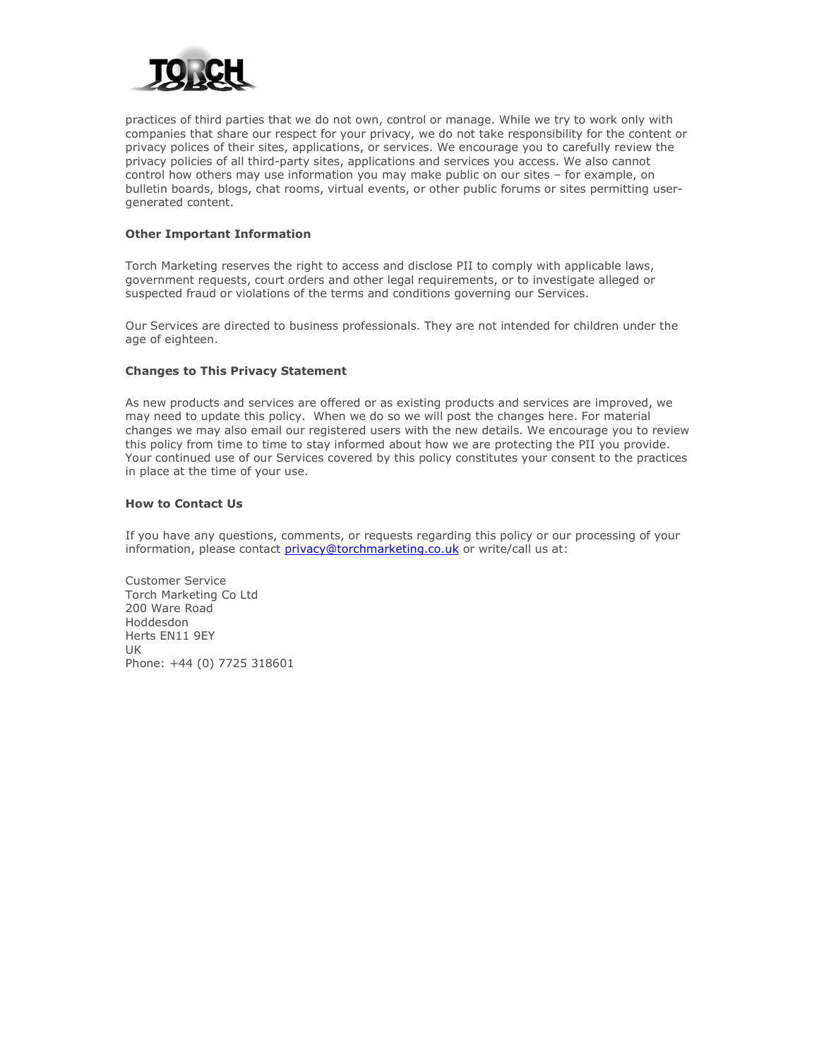practices of third parties that we do not own, control or manage. While we try to work only with companies that share our respect for your privacy, we do not take responsibility for the content or privacy polices of their sites, applications, or services. We encourage you to carefully review the privacy policies of all third-party sites, applications and services you access. We also cannot control how others may use information you may make public on our sites – for example, on bulletin boards, blogs, chat rooms, virtual events, or other public forums or sites permitting user-generated content.

**Other Important Information**

Torch Marketing reserves the right to access and disclose PII to comply with applicable laws, government requests, court orders and other legal requirements, or to investigate alleged or suspected fraud or violations of the terms and conditions governing our Services.

Our Services are directed to business professionals. They are not intended for children under the age of eighteen.

**Changes to This Privacy Statement**

As new products and services are offered or as existing products and services are improved, we may need to update this policy. When we do so we will post the changes here. For material changes we may also email our registered users with the new details. We encourage you to review this policy from time to time to stay informed about how we are protecting the PII you provide. Your continued use of our Services covered by this policy constitutes your consent to the practices in place at the time of your use.

**How to Contact Us**

If you have any questions, comments, or requests regarding this policy or our processing of your information, please contact [privacy@torchmarketing.co.uk](mailto:privacy@torchmarketing.co.uk) or write/call us at:

Customer Service
Torch Marketing Co Ltd
200 Ware Road
Hoddesdon
Herts EN11 9EY
UK
Phone: +44 (0) 7725 318601